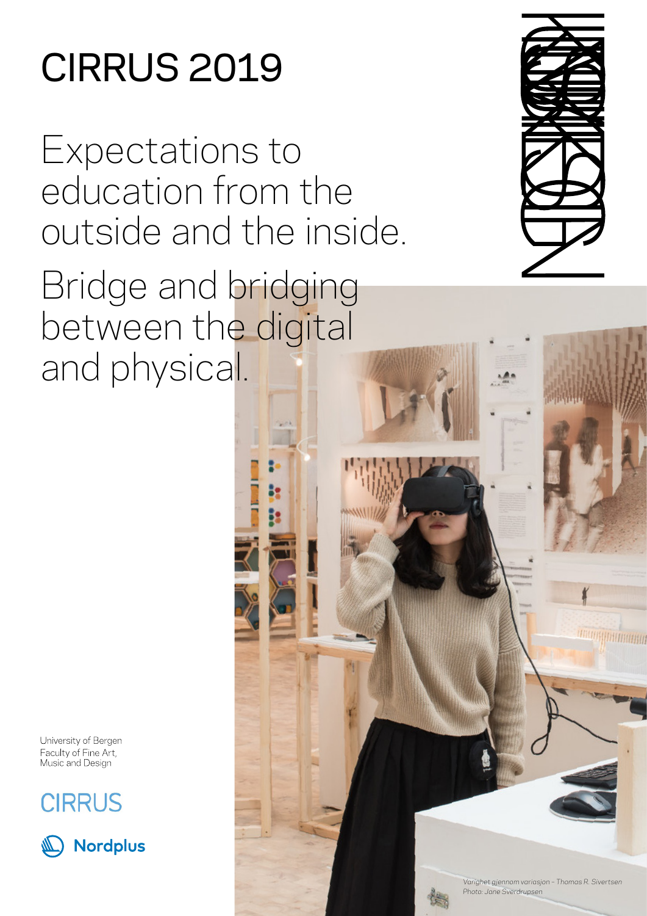# CIRRUS 2019

## Expectations to education from the outside and the inside.

## Bridge and bridging between the digital and physical.

University of Bergen
Faculty of Fine Art, Music and Design

CIRRUS

Nordplus

*Varighet gjennom variasjon – Thomas R. Sivertsen*
*Photo: Jane Sverdrupsen*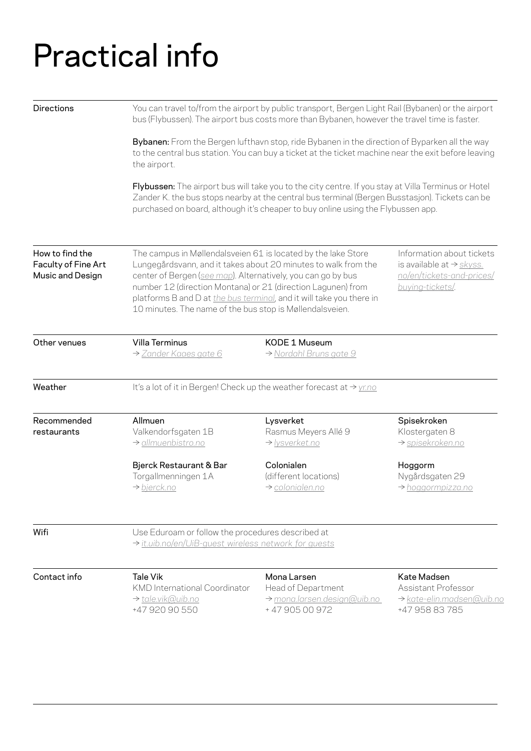# Practical info

## Directions

You can travel to/from the airport by public transport, Bergen Light Rail (Bybanen) or the airport bus (Flybussen). The airport bus costs more than Bybanen, however the travel time is faster.

**Bybanen:** From the Bergen lufthavn stop, ride Bybanen in the direction of Byparken all the way to the central bus station. You can buy a ticket at the ticket machine near the exit before leaving the airport.

**Flybussen:** The airport bus will take you to the city centre. If you stay at Villa Terminus or Hotel Zander K. the bus stops nearby at the central bus terminal (Bergen Busstasjon). Tickets can be purchased on board, although it's cheaper to buy online using the Flybussen app.

## How to find the Faculty of Fine Art Music and Design

The campus in Møllendalsveien 61 is located by the lake Store Lungegårdsvann, and it takes about 20 minutes to walk from the center of Bergen (*see map*). Alternatively, you can go by bus number 12 (direction Montana) or 21 (direction Lagunen) from platforms B and D at *the bus terminal*, and it will take you there in 10 minutes. The name of the bus stop is Møllendalsveien.

Information about tickets is available at → *skyss.no/en/tickets-and-prices/buying-tickets/*.

## Other venues

**Villa Terminus**
→ *Zander Kaaes gate 6*

**KODE 1 Museum**
→ *Nordahl Bruns gate 9*

## Weather

It's a lot of it in Bergen! Check up the weather forecast at → *yr.no*

## Recommended restaurants

**Allmuen**
Valkendorfsgaten 1B
→ *allmuenbistro.no*

**Lysverket**
Rasmus Meyers Allé 9
→ *lysverket.no*

**Spisekroken**
Klostergaten 8
→ *spisekroken.no*

**Bjerck Restaurant & Bar**
Torgallmenningen 1A
→ *bjerck.no*

**Colonialen**
(different locations)
→ *colonialen.no*

**Hoggorm**
Nygårdsgaten 29
→ *hoggormpizza.no*

## Wifi

Use Eduroam or follow the procedures described at
→ *it.uib.no/en/UiB-guest_wireless_network_for_guests*

## Contact info

**Tale Vik**
KMD International Coordinator
→ *tale.vik@uib.no*
+47 920 90 550

**Mona Larsen**
Head of Department
→ *mona.larsen.design@uib.no*
+ 47 905 00 972

**Kate Madsen**
Assistant Professor
→ *kate-elin.madsen@uib.no*
+47 958 83 785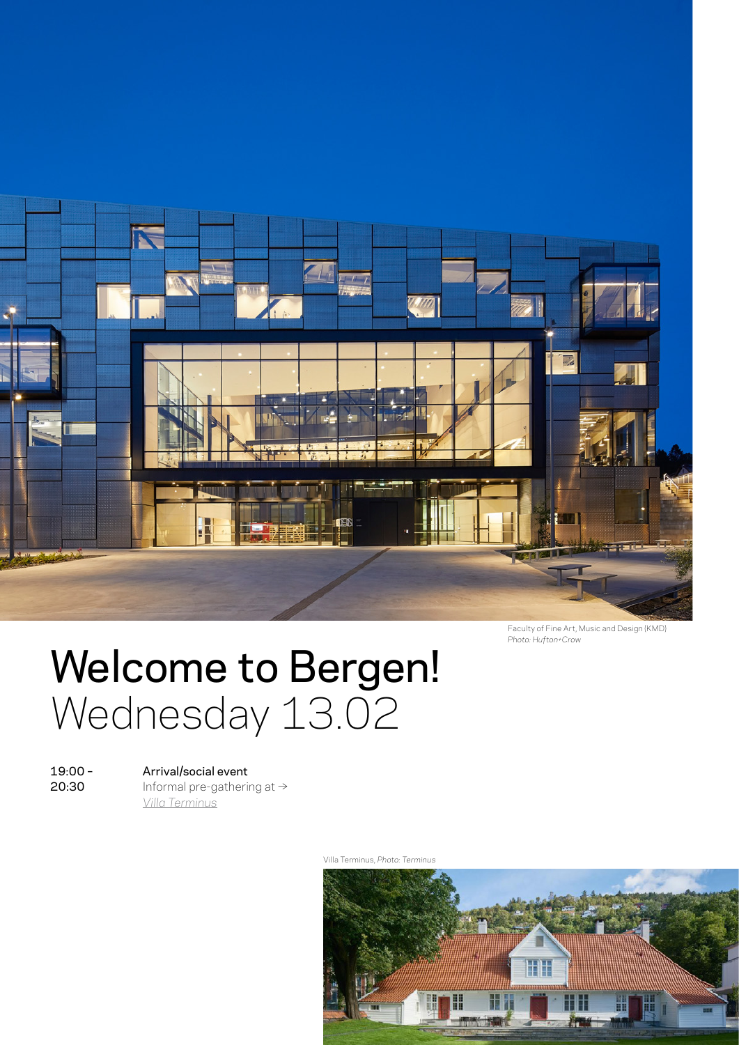Faculty of Fine Art, Music and Design (KMD)
*Photo: Hufton+Crow*

# Welcome to Bergen!
## Wednesday 13.02

| | |
|---|---|
| 19:00 – 20:30 | **Arrival/social event**<br>Informal pre-gathering at → *Villa Terminus* |

Villa Terminus, *Photo: Terminus*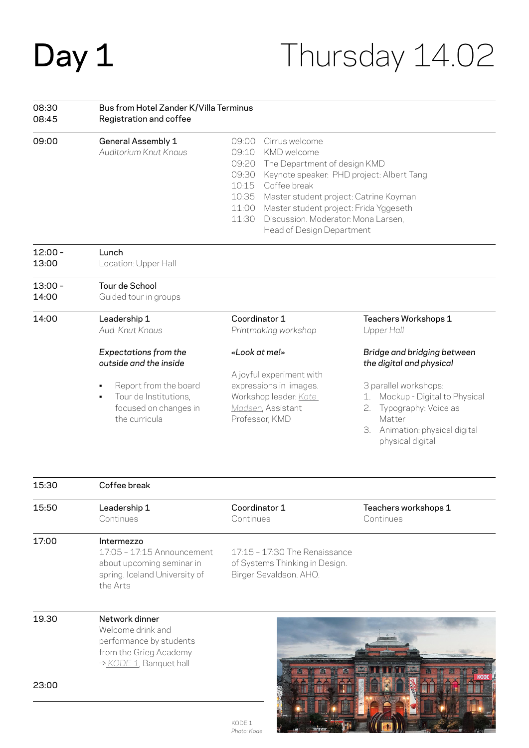# Day 1

# Thursday 14.02

| | | | |
|---|---|---|---|
| 08:30<br>08:45 | Bus from Hotel Zander K/Villa Terminus<br>Registration and coffee | | |
| 09:00 | General Assembly 1<br>*Auditorium Knut Knaus* | 09:00 Cirrus welcome<br>09:10 KMD welcome<br>09:20 The Department of design KMD<br>09:30 Keynote speaker: PHD project: Albert Tang<br>10:15 Coffee break<br>10:35 Master student project: Catrine Koyman<br>11:00 Master student project: Frida Yggeseth<br>11:30 Discussion. Moderator: Mona Larsen, Head of Design Department | |
| 12:00 -<br>13:00 | Lunch<br>Location: Upper Hall | | |
| 13:00 -<br>14:00 | Tour de School<br>Guided tour in groups | | |
| 14:00 | Leadership 1<br>*Aud. Knut Knaus*<br><br>*Expectations from the outside and the inside*<br><br>▪ Report from the board<br>▪ Tour de Institutions, focused on changes in the curricula | Coordinator 1<br>*Printmaking workshop*<br><br>*«Look at me!»*<br><br>A joyful experiment with expressions in images. Workshop leader: Kate Madsen, Assistant Professor, KMD | Teachers Workshops 1<br>*Upper Hall*<br><br>*Bridge and bridging between the digital and physical*<br><br>3 parallel workshops:<br>1. Mockup - Digital to Physical<br>2. Typography: Voice as Matter<br>3. Animation: physical digital physical digital |
| 15:30 | Coffee break | | |
| 15:50 | Leadership 1<br>Continues | Coordinator 1<br>Continues | Teachers workshops 1<br>Continues |
| 17:00 | Intermezzo<br>17:05 – 17:15 Announcement about upcoming seminar in spring. Iceland University of the Arts | 17:15 – 17:30 The Renaissance of Systems Thinking in Design. Birger Sevaldson. AHO. | |
| 19.30<br><br>23:00 | Network dinner<br>Welcome drink and performance by students from the Grieg Academy<br>→ KODE 1, Banquet hall | | |

KODE 1
*Photo: Kode*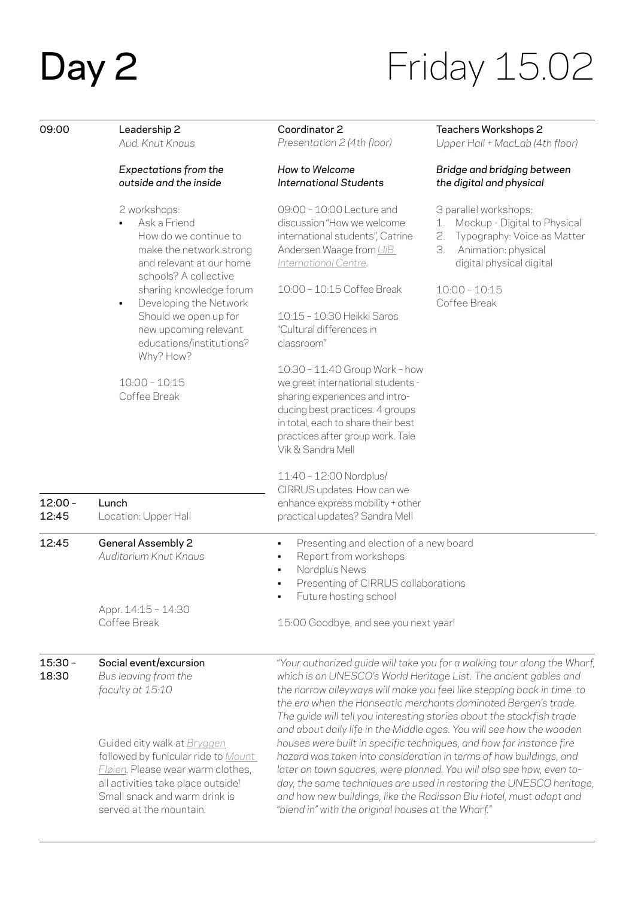# Day 2 — Friday 15.02

## 09:00

### Leadership 2
*Aud. Knut Knaus*

*Expectations from the outside and the inside*

2 workshops:

- Ask a Friend
  How do we continue to make the network strong and relevant at our home schools? A collective sharing knowledge forum
- Developing the Network
  Should we open up for new upcoming relevant educations/institutions? Why? How?

10:00 – 10:15
Coffee Break

### Coordinator 2
*Presentation 2 (4th floor)*

*How to Welcome International Students*

09:00 – 10:00 Lecture and discussion "How we welcome international students", Catrine Andersen Waage from [UiB International Centre](#).

10:00 – 10:15 Coffee Break

10:15 – 10:30 Heikki Saros "Cultural differences in classroom"

10:30 – 11:40 Group Work – how we greet international students - sharing experiences and introducing best practices. 4 groups in total, each to share their best practices after group work. Tale Vik & Sandra Mell

11:40 – 12:00 Nordplus/CIRRUS updates. How can we enhance express mobility + other practical updates? Sandra Mell

### Teachers Workshops 2
*Upper Hall + MacLab (4th floor)*

*Bridge and bridging between the digital and physical*

3 parallel workshops:

1. Mockup - Digital to Physical
2. Typography: Voice as Matter
3. Animation: physical digital physical digital

10:00 – 10:15
Coffee Break

## 12:00 – 12:45

### Lunch
Location: Upper Hall

## 12:45

### General Assembly 2
*Auditorium Knut Knaus*

- Presenting and election of a new board
- Report from workshops
- Nordplus News
- Presenting of CIRRUS collaborations
- Future hosting school

Appr. 14:15 – 14:30
Coffee Break

15:00 Goodbye, and see you next year!

## 15:30 – 18:30

### Social event/excursion
*Bus leaving from the faculty at 15:10*

Guided city walk at [Bryggen](#) followed by funicular ride to [Mount Fløien](#). Please wear warm clothes, all activities take place outside! Small snack and warm drink is served at the mountain.

*"Your authorized guide will take you for a walking tour along the Wharf, which is on UNESCO's World Heritage List. The ancient gables and the narrow alleyways will make you feel like stepping back in time to the era when the Hanseatic merchants dominated Bergen's trade. The guide will tell you interesting stories about the stockfish trade and about daily life in the Middle ages. You will see how the wooden houses were built in specific techniques, and how for instance fire hazard was taken into consideration in terms of how buildings, and later on town squares, were planned. You will also see how, even today, the same techniques are used in restoring the UNESCO heritage, and how new buildings, like the Radisson Blu Hotel, must adapt and "blend in" with the original houses at the Wharf."*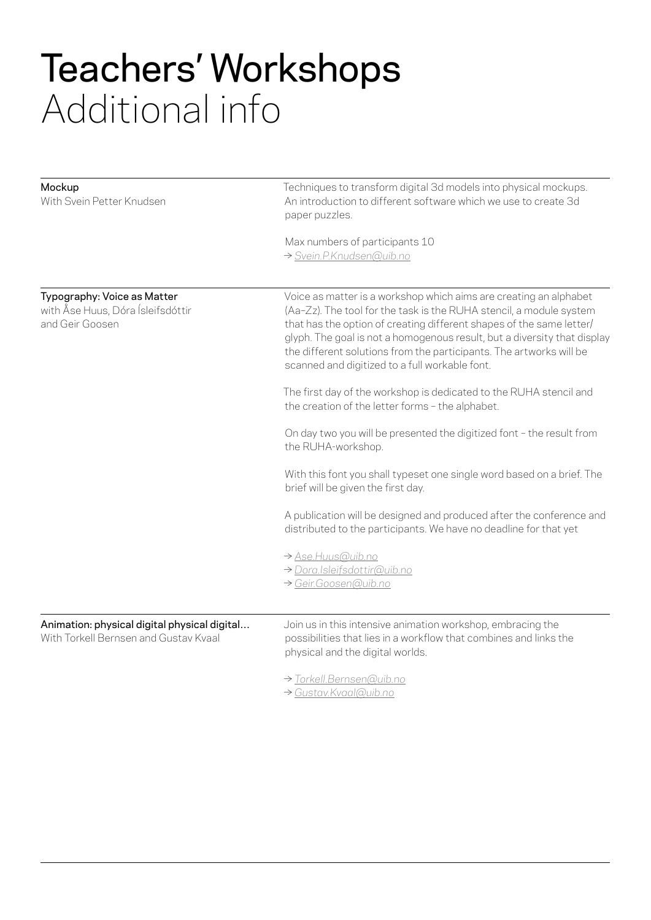# Teachers' Workshops
Additional info

---

**Mockup**
With Svein Petter Knudsen

Techniques to transform digital 3d models into physical mockups. An introduction to different software which we use to create 3d paper puzzles.

Max numbers of participants 10
→ Svein.P.Knudsen@uib.no

---

**Typography: Voice as Matter**
with Åse Huus, Dóra Ísleifsdóttir and Geir Goosen

Voice as matter is a workshop which aims are creating an alphabet (Aa–Zz). The tool for the task is the RUHA stencil, a module system that has the option of creating different shapes of the same letter/glyph. The goal is not a homogenous result, but a diversity that display the different solutions from the participants. The artworks will be scanned and digitized to a full workable font.

The first day of the workshop is dedicated to the RUHA stencil and the creation of the letter forms – the alphabet.

On day two you will be presented the digitized font – the result from the RUHA-workshop.

With this font you shall typeset one single word based on a brief. The brief will be given the first day.

A publication will be designed and produced after the conference and distributed to the participants. We have no deadline for that yet

→ Ase.Huus@uib.no
→ Dora.Isleifsdottir@uib.no
→ Geir.Goosen@uib.no

---

**Animation: physical digital physical digital…**
With Torkell Bernsen and Gustav Kvaal

Join us in this intensive animation workshop, embracing the possibilities that lies in a workflow that combines and links the physical and the digital worlds.

→ Torkell.Bernsen@uib.no
→ Gustav.Kvaal@uib.no